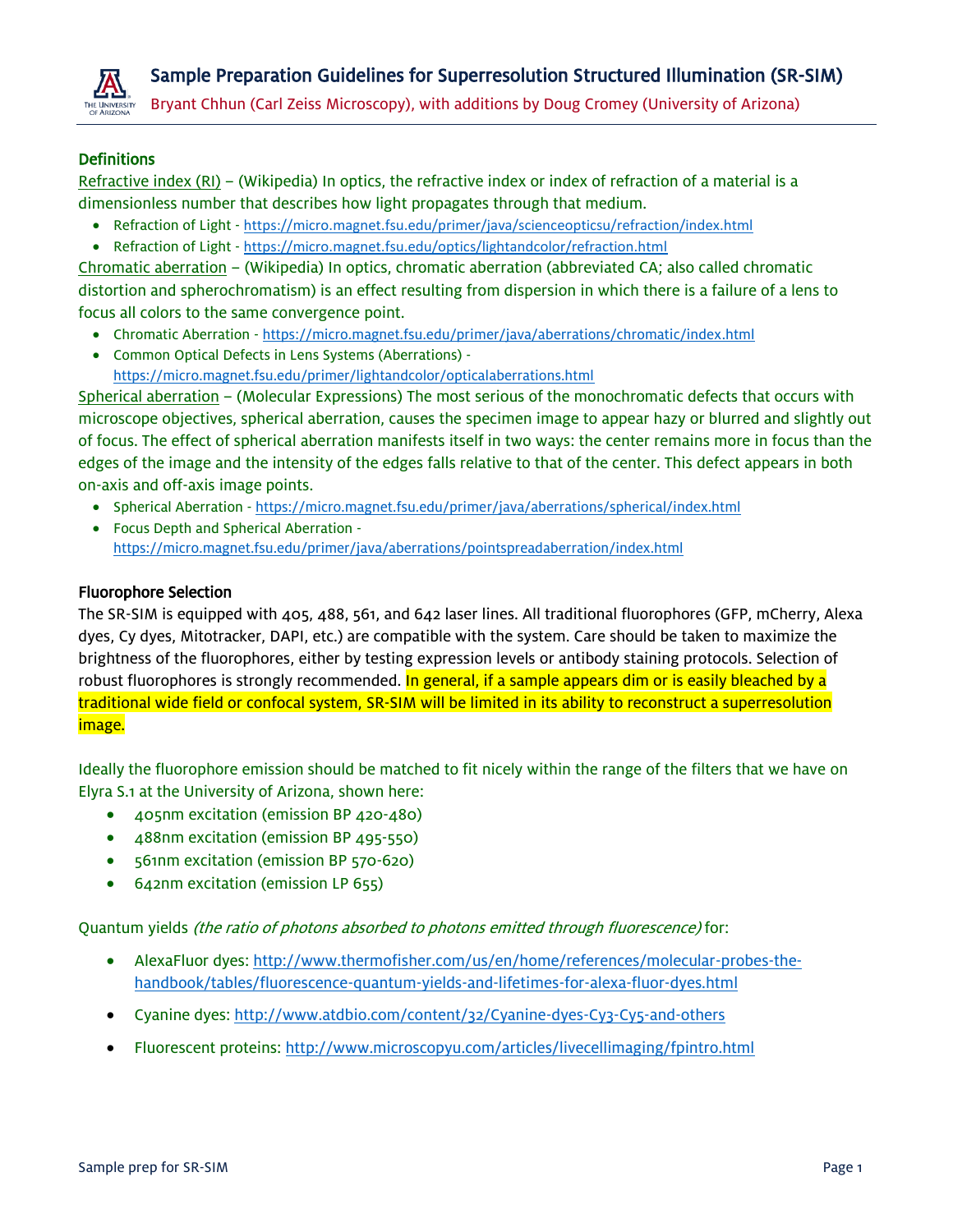# Sample Preparation Guidelines for Superresolution Structured Illumination (SR-SIM)

Bryant Chhun (Carl Zeiss Microscopy), with additions by Doug Cromey (University of Arizona)

## Definitions

Refractive index (RI) – (Wikipedia) In optics, the refractive index or index of refraction of a material is a dimensionless number that describes how light propagates through that medium.

- Refraction of Light - https://micro.magnet.fsu.edu/primer/java/scienceopticsu/refraction/index.html
- Refraction of Light - https://micro.magnet.fsu.edu/optics/lightandcolor/refraction.html

Chromatic aberration – (Wikipedia) In optics, chromatic aberration (abbreviated CA; also called chromatic distortion and spherochromatism) is an effect resulting from dispersion in which there is a failure of a lens to focus all colors to the same convergence point.

- Chromatic Aberration - https://micro.magnet.fsu.edu/primer/java/aberrations/chromatic/index.html
- Common Optical Defects in Lens Systems (Aberrations) - https://micro.magnet.fsu.edu/primer/lightandcolor/opticalaberrations.html

Spherical aberration – (Molecular Expressions) The most serious of the monochromatic defects that occurs with microscope objectives, spherical aberration, causes the specimen image to appear hazy or blurred and slightly out of focus. The effect of spherical aberration manifests itself in two ways: the center remains more in focus than the edges of the image and the intensity of the edges falls relative to that of the center. This defect appears in both on-axis and off-axis image points.

- Spherical Aberration - https://micro.magnet.fsu.edu/primer/java/aberrations/spherical/index.html
- Focus Depth and Spherical Aberration - https://micro.magnet.fsu.edu/primer/java/aberrations/pointspreadaberration/index.html

## Fluorophore Selection

The SR-SIM is equipped with 405, 488, 561, and 642 laser lines. All traditional fluorophores (GFP, mCherry, Alexa dyes, Cy dyes, Mitotracker, DAPI, etc.) are compatible with the system. Care should be taken to maximize the brightness of the fluorophores, either by testing expression levels or antibody staining protocols. Selection of robust fluorophores is strongly recommended. In general, if a sample appears dim or is easily bleached by a traditional wide field or confocal system, SR-SIM will be limited in its ability to reconstruct a superresolution image.

Ideally the fluorophore emission should be matched to fit nicely within the range of the filters that we have on Elyra S.1 at the University of Arizona, shown here:

- 405nm excitation (emission BP 420-480)
- 488nm excitation (emission BP 495-550)
- 561nm excitation (emission BP 570-620)
- 642nm excitation (emission LP 655)

Quantum yields *(the ratio of photons absorbed to photons emitted through fluorescence)* for:

- AlexaFluor dyes: http://www.thermofisher.com/us/en/home/references/molecular-probes-the-handbook/tables/fluorescence-quantum-yields-and-lifetimes-for-alexa-fluor-dyes.html
- Cyanine dyes: http://www.atdbio.com/content/32/Cyanine-dyes-Cy3-Cy5-and-others
- Fluorescent proteins: http://www.microscopyu.com/articles/livecellimaging/fpintro.html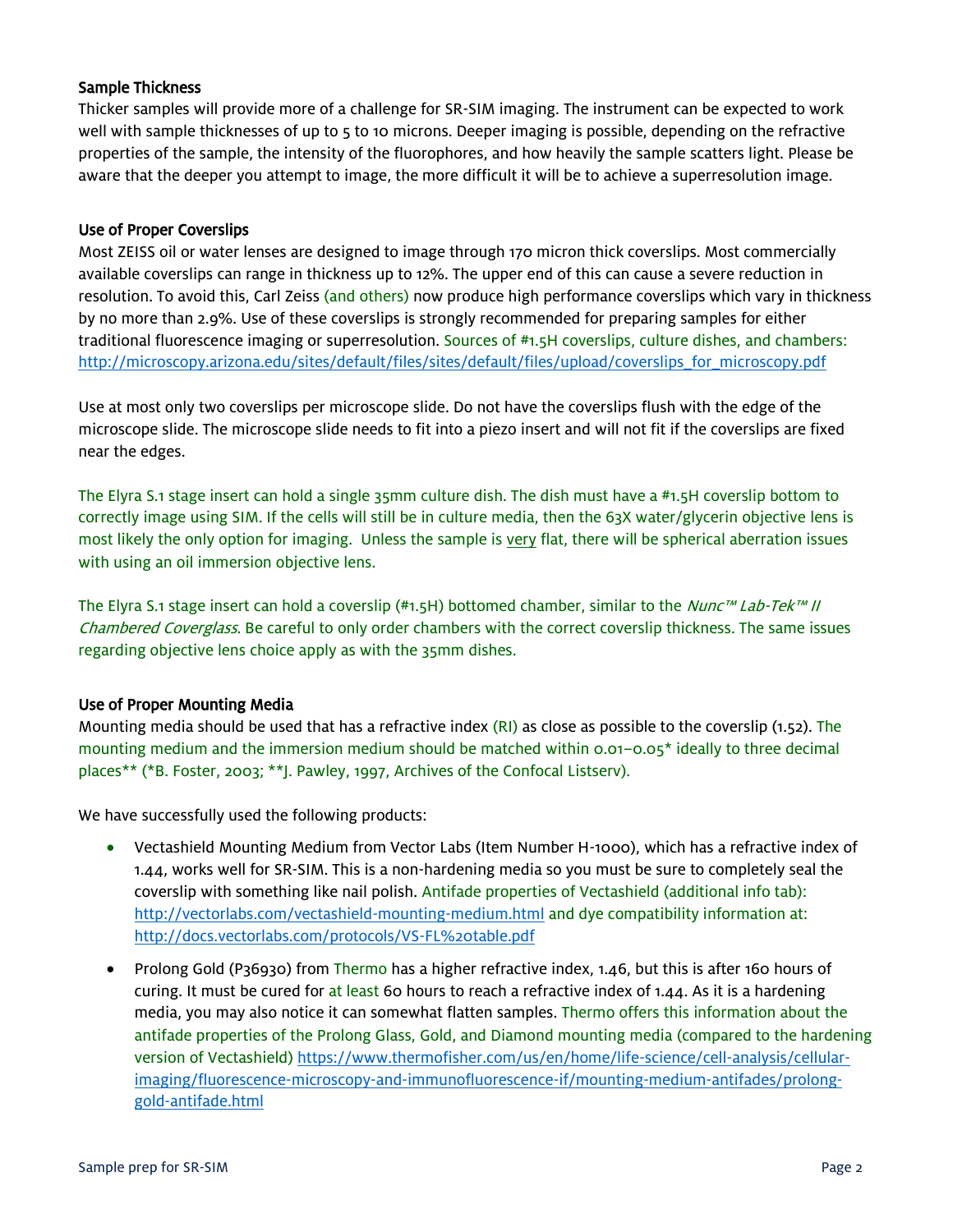### Sample Thickness

Thicker samples will provide more of a challenge for SR-SIM imaging. The instrument can be expected to work well with sample thicknesses of up to 5 to 10 microns. Deeper imaging is possible, depending on the refractive properties of the sample, the intensity of the fluorophores, and how heavily the sample scatters light. Please be aware that the deeper you attempt to image, the more difficult it will be to achieve a superresolution image.

### Use of Proper Coverslips

Most ZEISS oil or water lenses are designed to image through 170 micron thick coverslips. Most commercially available coverslips can range in thickness up to 12%. The upper end of this can cause a severe reduction in resolution. To avoid this, Carl Zeiss (and others) now produce high performance coverslips which vary in thickness by no more than 2.9%. Use of these coverslips is strongly recommended for preparing samples for either traditional fluorescence imaging or superresolution. Sources of #1.5H coverslips, culture dishes, and chambers: http://microscopy.arizona.edu/sites/default/files/sites/default/files/upload/coverslips_for_microscopy.pdf

Use at most only two coverslips per microscope slide. Do not have the coverslips flush with the edge of the microscope slide. The microscope slide needs to fit into a piezo insert and will not fit if the coverslips are fixed near the edges.

The Elyra S.1 stage insert can hold a single 35mm culture dish. The dish must have a #1.5H coverslip bottom to correctly image using SIM. If the cells will still be in culture media, then the 63X water/glycerin objective lens is most likely the only option for imaging. Unless the sample is very flat, there will be spherical aberration issues with using an oil immersion objective lens.

The Elyra S.1 stage insert can hold a coverslip (#1.5H) bottomed chamber, similar to the *Nunc™ Lab-Tek™ II Chambered Coverglass*. Be careful to only order chambers with the correct coverslip thickness. The same issues regarding objective lens choice apply as with the 35mm dishes.

### Use of Proper Mounting Media

Mounting media should be used that has a refractive index (RI) as close as possible to the coverslip (1.52). The mounting medium and the immersion medium should be matched within 0.01–0.05* ideally to three decimal places** (*B. Foster, 2003; **J. Pawley, 1997, Archives of the Confocal Listserv).

We have successfully used the following products:

- Vectashield Mounting Medium from Vector Labs (Item Number H-1000), which has a refractive index of 1.44, works well for SR-SIM. This is a non-hardening media so you must be sure to completely seal the coverslip with something like nail polish. Antifade properties of Vectashield (additional info tab): http://vectorlabs.com/vectashield-mounting-medium.html and dye compatibility information at: http://docs.vectorlabs.com/protocols/VS-FL%20table.pdf
- Prolong Gold (P36930) from Thermo has a higher refractive index, 1.46, but this is after 160 hours of curing. It must be cured for at least 60 hours to reach a refractive index of 1.44. As it is a hardening media, you may also notice it can somewhat flatten samples. Thermo offers this information about the antifade properties of the Prolong Glass, Gold, and Diamond mounting media (compared to the hardening version of Vectashield) https://www.thermofisher.com/us/en/home/life-science/cell-analysis/cellular-imaging/fluorescence-microscopy-and-immunofluorescence-if/mounting-medium-antifades/prolong-gold-antifade.html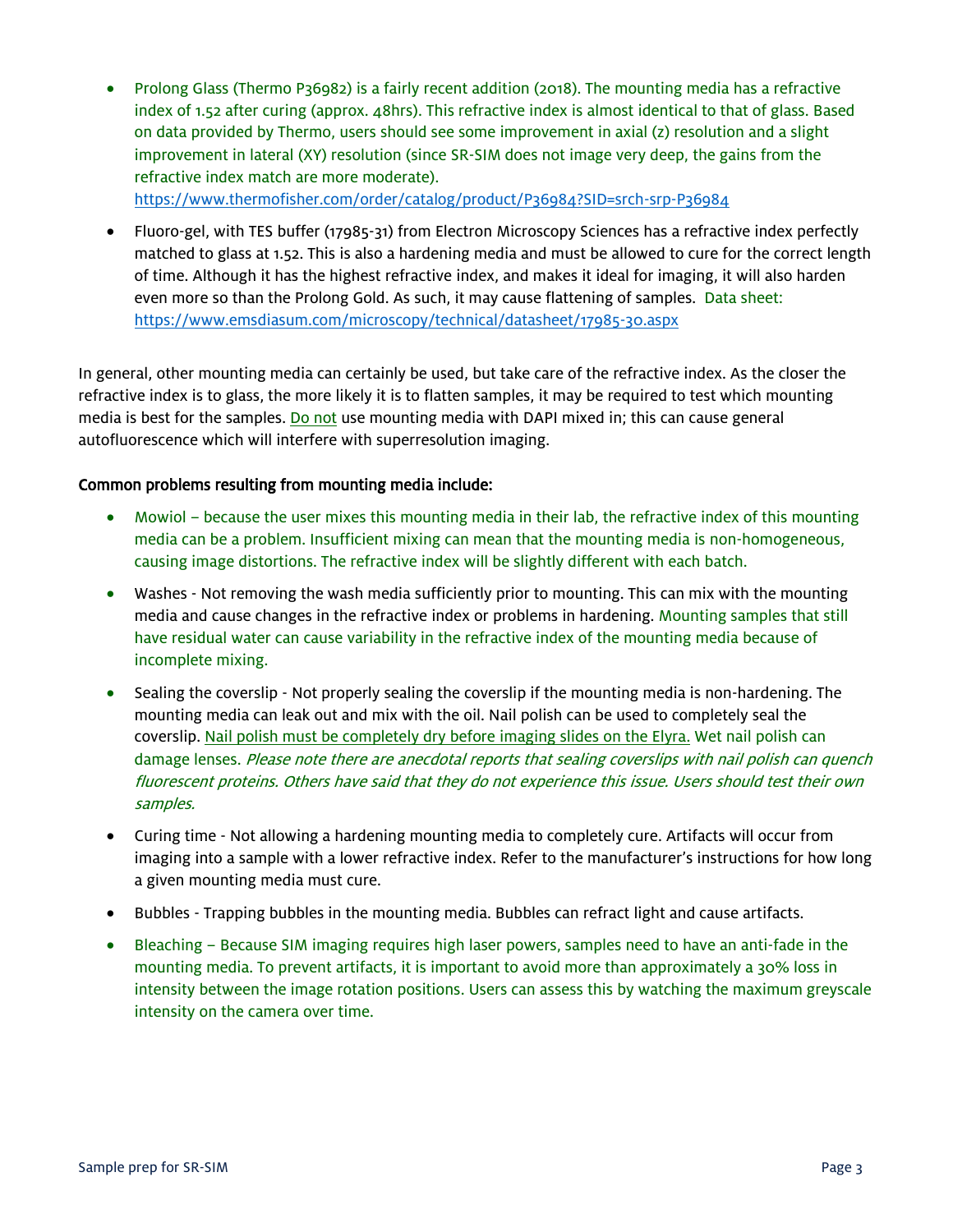- Prolong Glass (Thermo P36982) is a fairly recent addition (2018). The mounting media has a refractive index of 1.52 after curing (approx. 48hrs). This refractive index is almost identical to that of glass. Based on data provided by Thermo, users should see some improvement in axial (z) resolution and a slight improvement in lateral (XY) resolution (since SR-SIM does not image very deep, the gains from the refractive index match are more moderate). https://www.thermofisher.com/order/catalog/product/P36984?SID=srch-srp-P36984

- Fluoro-gel, with TES buffer (17985-31) from Electron Microscopy Sciences has a refractive index perfectly matched to glass at 1.52. This is also a hardening media and must be allowed to cure for the correct length of time. Although it has the highest refractive index, and makes it ideal for imaging, it will also harden even more so than the Prolong Gold. As such, it may cause flattening of samples. Data sheet: https://www.emsdiasum.com/microscopy/technical/datasheet/17985-30.aspx

In general, other mounting media can certainly be used, but take care of the refractive index. As the closer the refractive index is to glass, the more likely it is to flatten samples, it may be required to test which mounting media is best for the samples. Do not use mounting media with DAPI mixed in; this can cause general autofluorescence which will interfere with superresolution imaging.

#### Common problems resulting from mounting media include:

- Mowiol – because the user mixes this mounting media in their lab, the refractive index of this mounting media can be a problem. Insufficient mixing can mean that the mounting media is non-homogeneous, causing image distortions. The refractive index will be slightly different with each batch.

- Washes - Not removing the wash media sufficiently prior to mounting. This can mix with the mounting media and cause changes in the refractive index or problems in hardening. Mounting samples that still have residual water can cause variability in the refractive index of the mounting media because of incomplete mixing.

- Sealing the coverslip - Not properly sealing the coverslip if the mounting media is non-hardening. The mounting media can leak out and mix with the oil. Nail polish can be used to completely seal the coverslip. Nail polish must be completely dry before imaging slides on the Elyra. Wet nail polish can damage lenses. *Please note there are anecdotal reports that sealing coverslips with nail polish can quench fluorescent proteins. Others have said that they do not experience this issue. Users should test their own samples.*

- Curing time - Not allowing a hardening mounting media to completely cure. Artifacts will occur from imaging into a sample with a lower refractive index. Refer to the manufacturer's instructions for how long a given mounting media must cure.

- Bubbles - Trapping bubbles in the mounting media. Bubbles can refract light and cause artifacts.

- Bleaching – Because SIM imaging requires high laser powers, samples need to have an anti-fade in the mounting media. To prevent artifacts, it is important to avoid more than approximately a 30% loss in intensity between the image rotation positions. Users can assess this by watching the maximum greyscale intensity on the camera over time.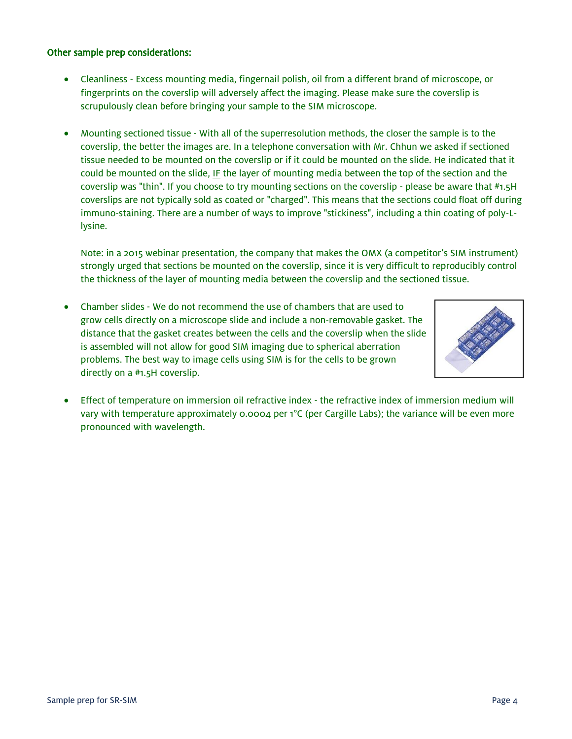### Other sample prep considerations:

- Cleanliness - Excess mounting media, fingernail polish, oil from a different brand of microscope, or fingerprints on the coverslip will adversely affect the imaging. Please make sure the coverslip is scrupulously clean before bringing your sample to the SIM microscope.

- Mounting sectioned tissue - With all of the superresolution methods, the closer the sample is to the coverslip, the better the images are. In a telephone conversation with Mr. Chhun we asked if sectioned tissue needed to be mounted on the coverslip or if it could be mounted on the slide. He indicated that it could be mounted on the slide, <u>IF</u> the layer of mounting media between the top of the section and the coverslip was "thin". If you choose to try mounting sections on the coverslip - please be aware that #1.5H coverslips are not typically sold as coated or "charged". This means that the sections could float off during immuno-staining. There are a number of ways to improve "stickiness", including a thin coating of poly-L-lysine.

  Note: in a 2015 webinar presentation, the company that makes the OMX (a competitor's SIM instrument) strongly urged that sections be mounted on the coverslip, since it is very difficult to reproducibly control the thickness of the layer of mounting media between the coverslip and the sectioned tissue.

- Chamber slides - We do not recommend the use of chambers that are used to grow cells directly on a microscope slide and include a non-removable gasket. The distance that the gasket creates between the cells and the coverslip when the slide is assembled will not allow for good SIM imaging due to spherical aberration problems. The best way to image cells using SIM is for the cells to be grown directly on a #1.5H coverslip.

- Effect of temperature on immersion oil refractive index - the refractive index of immersion medium will vary with temperature approximately 0.0004 per 1°C (per Cargille Labs); the variance will be even more pronounced with wavelength.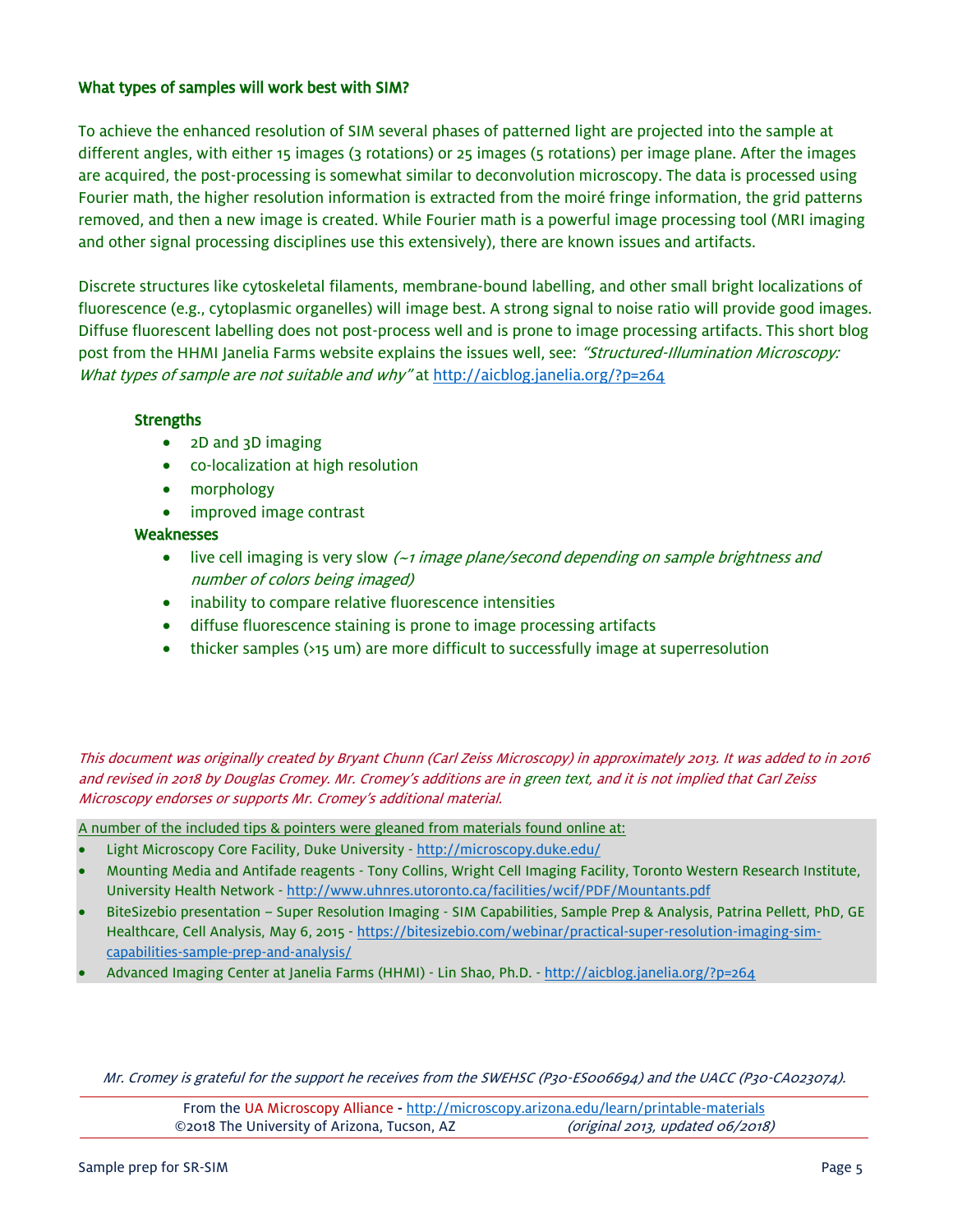### What types of samples will work best with SIM?

To achieve the enhanced resolution of SIM several phases of patterned light are projected into the sample at different angles, with either 15 images (3 rotations) or 25 images (5 rotations) per image plane. After the images are acquired, the post-processing is somewhat similar to deconvolution microscopy. The data is processed using Fourier math, the higher resolution information is extracted from the moiré fringe information, the grid patterns removed, and then a new image is created. While Fourier math is a powerful image processing tool (MRI imaging and other signal processing disciplines use this extensively), there are known issues and artifacts.

Discrete structures like cytoskeletal filaments, membrane-bound labelling, and other small bright localizations of fluorescence (e.g., cytoplasmic organelles) will image best. A strong signal to noise ratio will provide good images. Diffuse fluorescent labelling does not post-process well and is prone to image processing artifacts. This short blog post from the HHMI Janelia Farms website explains the issues well, see: *"Structured-Illumination Microscopy: What types of sample are not suitable and why"* at http://aicblog.janelia.org/?p=264

**Strengths**

- 2D and 3D imaging
- co-localization at high resolution
- morphology
- improved image contrast

**Weaknesses**

- live cell imaging is very slow *(~1 image plane/second depending on sample brightness and number of colors being imaged)*
- inability to compare relative fluorescence intensities
- diffuse fluorescence staining is prone to image processing artifacts
- thicker samples (>15 um) are more difficult to successfully image at superresolution

*This document was originally created by Bryant Chunn (Carl Zeiss Microscopy) in approximately 2013. It was added to in 2016 and revised in 2018 by Douglas Cromey. Mr. Cromey's additions are in green text, and it is not implied that Carl Zeiss Microscopy endorses or supports Mr. Cromey's additional material.*

A number of the included tips & pointers were gleaned from materials found online at:

- Light Microscopy Core Facility, Duke University - http://microscopy.duke.edu/
- Mounting Media and Antifade reagents - Tony Collins, Wright Cell Imaging Facility, Toronto Western Research Institute, University Health Network - http://www.uhnres.utoronto.ca/facilities/wcif/PDF/Mountants.pdf
- BiteSizebio presentation – Super Resolution Imaging - SIM Capabilities, Sample Prep & Analysis, Patrina Pellett, PhD, GE Healthcare, Cell Analysis, May 6, 2015 - https://bitesizebio.com/webinar/practical-super-resolution-imaging-sim-capabilities-sample-prep-and-analysis/
- Advanced Imaging Center at Janelia Farms (HHMI) - Lin Shao, Ph.D. - http://aicblog.janelia.org/?p=264

*Mr. Cromey is grateful for the support he receives from the SWEHSC (P30-ES006694) and the UACC (P30-CA023074).*

From the UA Microscopy Alliance - http://microscopy.arizona.edu/learn/printable-materials
©2018 The University of Arizona, Tucson, AZ *(original 2013, updated 06/2018)*